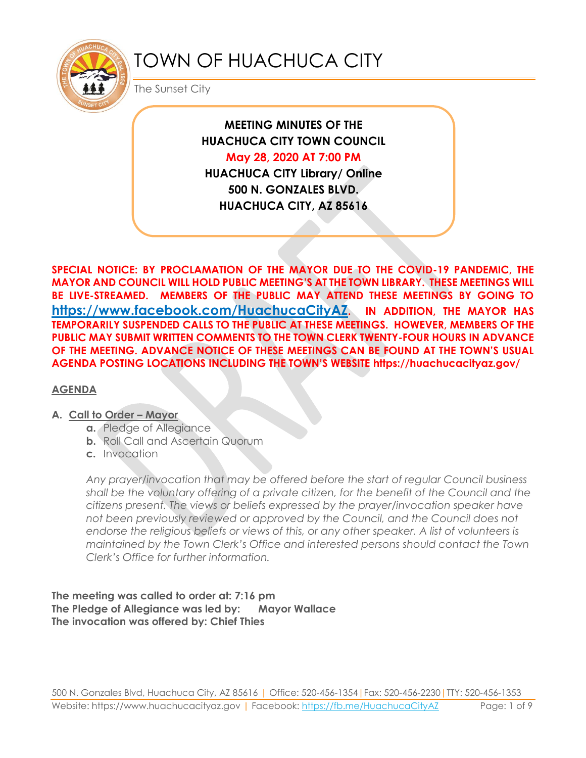# TOWN OF HUACHUCA CITY

The Sunset City

**MEETING MINUTES OF THE**
**HUACHUCA CITY TOWN COUNCIL**
**May 28, 2020 AT 7:00 PM**
**HUACHUCA CITY Library/ Online**
**500 N. GONZALES BLVD.**
**HUACHUCA CITY, AZ 85616**

**SPECIAL NOTICE: BY PROCLAMATION OF THE MAYOR DUE TO THE COVID-19 PANDEMIC, THE MAYOR AND COUNCIL WILL HOLD PUBLIC MEETING'S AT THE TOWN LIBRARY. THESE MEETINGS WILL BE LIVE-STREAMED. MEMBERS OF THE PUBLIC MAY ATTEND THESE MEETINGS BY GOING TO [https://www.facebook.com/HuachucaCityAZ](https://www.facebook.com/HuachucaCityAZ). IN ADDITION, THE MAYOR HAS TEMPORARILY SUSPENDED CALLS TO THE PUBLIC AT THESE MEETINGS. HOWEVER, MEMBERS OF THE PUBLIC MAY SUBMIT WRITTEN COMMENTS TO THE TOWN CLERK TWENTY-FOUR HOURS IN ADVANCE OF THE MEETING. ADVANCE NOTICE OF THESE MEETINGS CAN BE FOUND AT THE TOWN'S USUAL AGENDA POSTING LOCATIONS INCLUDING THE TOWN'S WEBSITE https://huachucacityaz.gov/**

## AGENDA

**A. Call to Order – Mayor**

a. Pledge of Allegiance
b. Roll Call and Ascertain Quorum
c. Invocation

*Any prayer/invocation that may be offered before the start of regular Council business shall be the voluntary offering of a private citizen, for the benefit of the Council and the citizens present. The views or beliefs expressed by the prayer/invocation speaker have not been previously reviewed or approved by the Council, and the Council does not endorse the religious beliefs or views of this, or any other speaker. A list of volunteers is maintained by the Town Clerk's Office and interested persons should contact the Town Clerk's Office for further information.*

**The meeting was called to order at: 7:16 pm**
**The Pledge of Allegiance was led by: Mayor Wallace**
**The invocation was offered by: Chief Thies**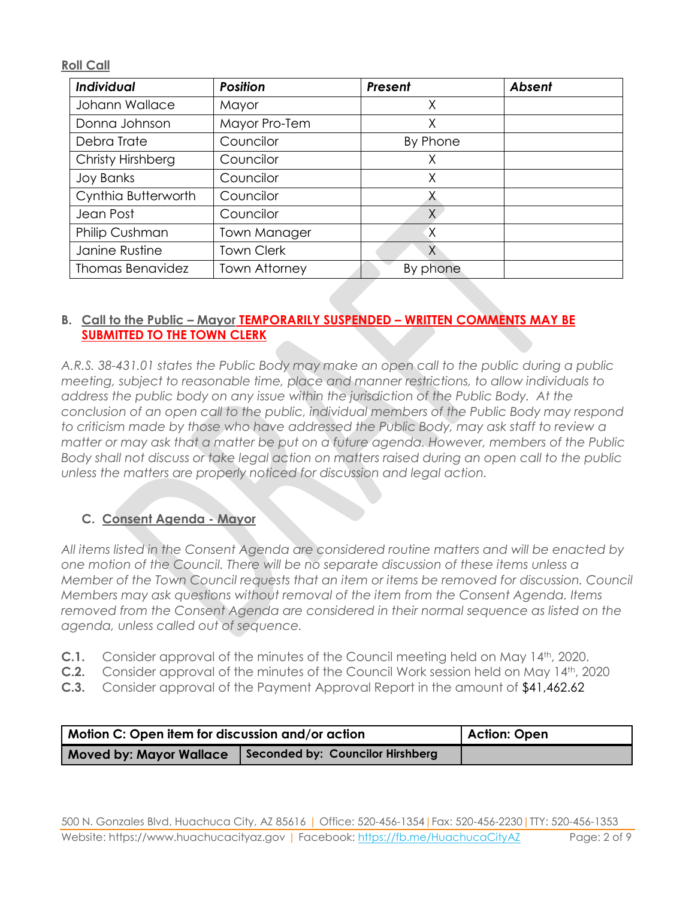**Roll Call**

| *Individual* | *Position* | *Present* | *Absent* |
|---|---|---|---|
| Johann Wallace | Mayor | X | |
| Donna Johnson | Mayor Pro-Tem | X | |
| Debra Trate | Councilor | By Phone | |
| Christy Hirshberg | Councilor | X | |
| Joy Banks | Councilor | X | |
| Cynthia Butterworth | Councilor | X | |
| Jean Post | Councilor | X | |
| Philip Cushman | Town Manager | X | |
| Janine Rustine | Town Clerk | X | |
| Thomas Benavidez | Town Attorney | By phone | |

### B. Call to the Public – Mayor TEMPORARILY SUSPENDED – WRITTEN COMMENTS MAY BE SUBMITTED TO THE TOWN CLERK

*A.R.S. 38-431.01 states the Public Body may make an open call to the public during a public meeting, subject to reasonable time, place and manner restrictions, to allow individuals to address the public body on any issue within the jurisdiction of the Public Body. At the conclusion of an open call to the public, individual members of the Public Body may respond to criticism made by those who have addressed the Public Body, may ask staff to review a matter or may ask that a matter be put on a future agenda. However, members of the Public Body shall not discuss or take legal action on matters raised during an open call to the public unless the matters are properly noticed for discussion and legal action.*

### C. Consent Agenda - Mayor

*All items listed in the Consent Agenda are considered routine matters and will be enacted by one motion of the Council. There will be no separate discussion of these items unless a Member of the Town Council requests that an item or items be removed for discussion. Council Members may ask questions without removal of the item from the Consent Agenda. Items removed from the Consent Agenda are considered in their normal sequence as listed on the agenda, unless called out of sequence.*

**C.1.** Consider approval of the minutes of the Council meeting held on May 14th, 2020.
**C.2.** Consider approval of the minutes of the Council Work session held on May 14th, 2020
**C.3.** Consider approval of the Payment Approval Report in the amount of $41,462.62

| **Motion C: Open item for discussion and/or action** | | **Action: Open** |
|---|---|---|
| **Moved by: Mayor Wallace** | **Seconded by: Councilor Hirshberg** | |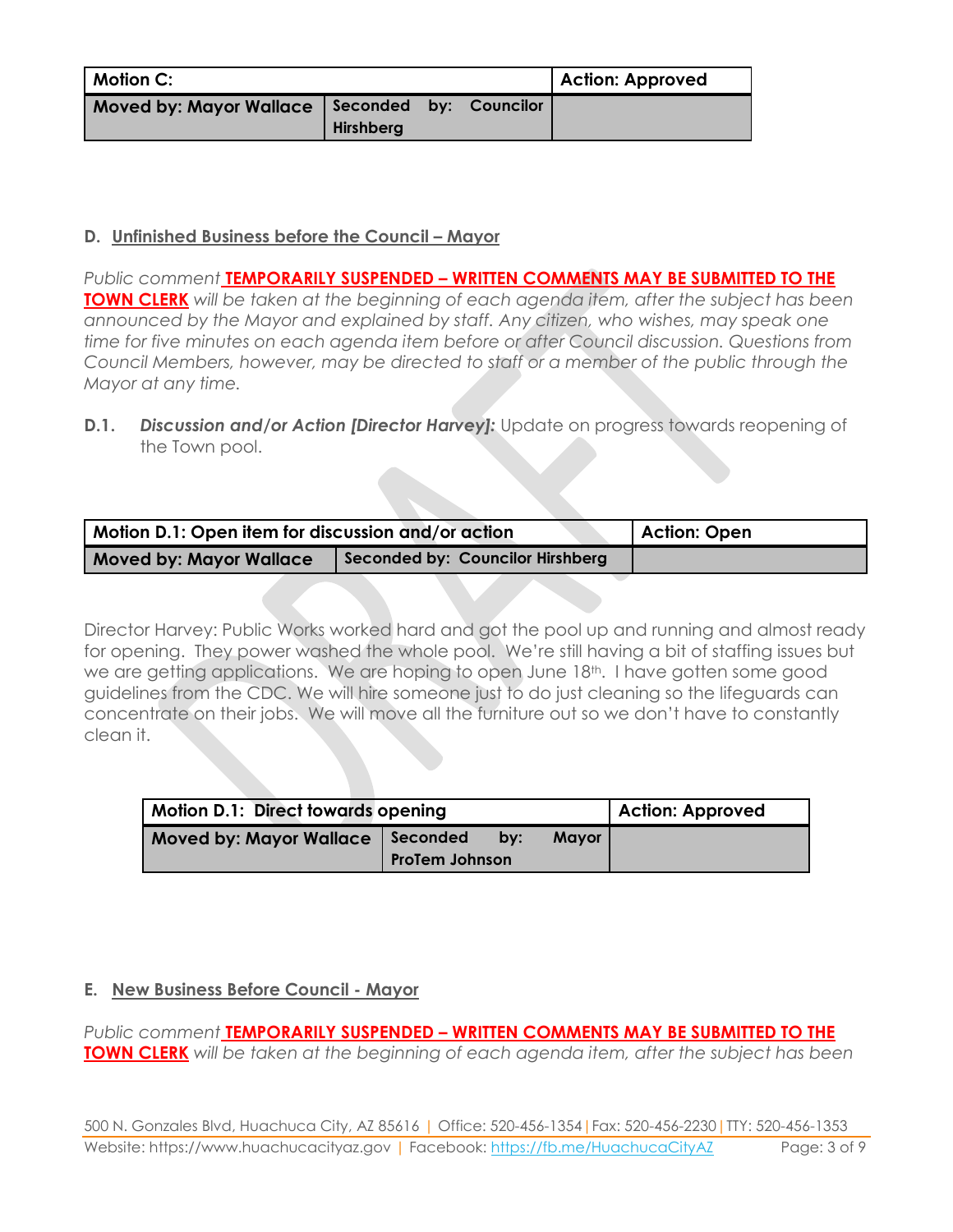| Motion C: | | Action: Approved |
|---|---|---|
| Moved by: Mayor Wallace | Seconded by: Councilor Hirshberg | |

## D. Unfinished Business before the Council – Mayor

*Public comment* **TEMPORARILY SUSPENDED – WRITTEN COMMENTS MAY BE SUBMITTED TO THE TOWN CLERK** *will be taken at the beginning of each agenda item, after the subject has been announced by the Mayor and explained by staff. Any citizen, who wishes, may speak one time for five minutes on each agenda item before or after Council discussion. Questions from Council Members, however, may be directed to staff or a member of the public through the Mayor at any time.*

**D.1.** ***Discussion and/or Action [Director Harvey]:*** Update on progress towards reopening of the Town pool.

| Motion D.1: Open item for discussion and/or action | | Action: Open |
|---|---|---|
| Moved by: Mayor Wallace | Seconded by: Councilor Hirshberg | |

Director Harvey: Public Works worked hard and got the pool up and running and almost ready for opening. They power washed the whole pool. We're still having a bit of staffing issues but we are getting applications. We are hoping to open June 18th. I have gotten some good guidelines from the CDC. We will hire someone just to do just cleaning so the lifeguards can concentrate on their jobs. We will move all the furniture out so we don't have to constantly clean it.

| Motion D.1: Direct towards opening | | Action: Approved |
|---|---|---|
| Moved by: Mayor Wallace | Seconded by: Mayor ProTem Johnson | |

## E. New Business Before Council - Mayor

*Public comment* **TEMPORARILY SUSPENDED – WRITTEN COMMENTS MAY BE SUBMITTED TO THE TOWN CLERK** *will be taken at the beginning of each agenda item, after the subject has been*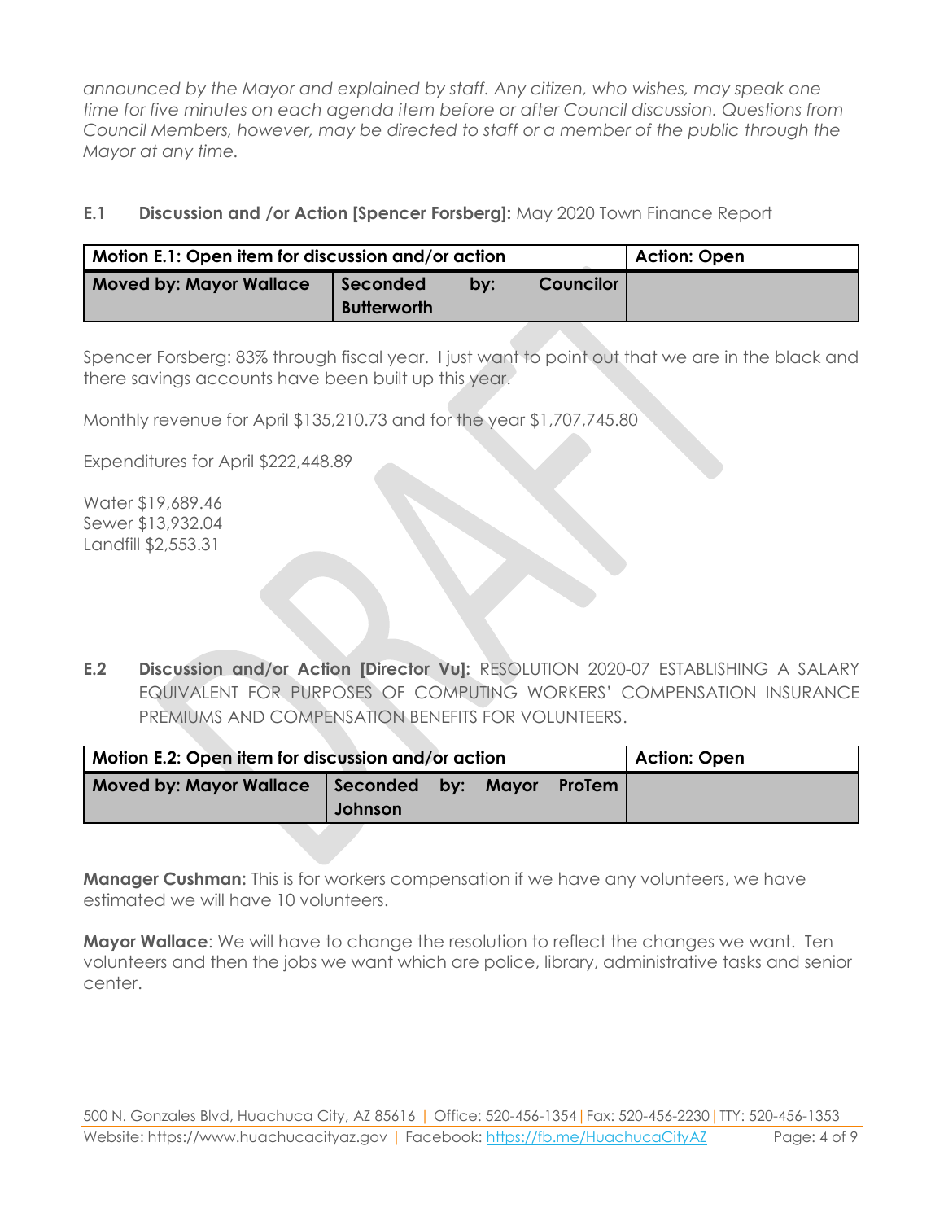*announced by the Mayor and explained by staff. Any citizen, who wishes, may speak one time for five minutes on each agenda item before or after Council discussion. Questions from Council Members, however, may be directed to staff or a member of the public through the Mayor at any time.*

**E.1 Discussion and /or Action [Spencer Forsberg]:** May 2020 Town Finance Report

| Motion E.1: Open item for discussion and/or action | | Action: Open |
|---|---|---|
| Moved by: Mayor Wallace | Seconded by: Councilor Butterworth | |

Spencer Forsberg: 83% through fiscal year. I just want to point out that we are in the black and there savings accounts have been built up this year.

Monthly revenue for April $135,210.73 and for the year $1,707,745.80

Expenditures for April $222,448.89

Water $19,689.46
Sewer $13,932.04
Landfill $2,553.31

**E.2 Discussion and/or Action [Director Vu]:** RESOLUTION 2020-07 ESTABLISHING A SALARY EQUIVALENT FOR PURPOSES OF COMPUTING WORKERS' COMPENSATION INSURANCE PREMIUMS AND COMPENSATION BENEFITS FOR VOLUNTEERS.

| Motion E.2: Open item for discussion and/or action | | Action: Open |
|---|---|---|
| Moved by: Mayor Wallace | Seconded by: Mayor ProTem Johnson | |

**Manager Cushman:** This is for workers compensation if we have any volunteers, we have estimated we will have 10 volunteers.

**Mayor Wallace**: We will have to change the resolution to reflect the changes we want. Ten volunteers and then the jobs we want which are police, library, administrative tasks and senior center.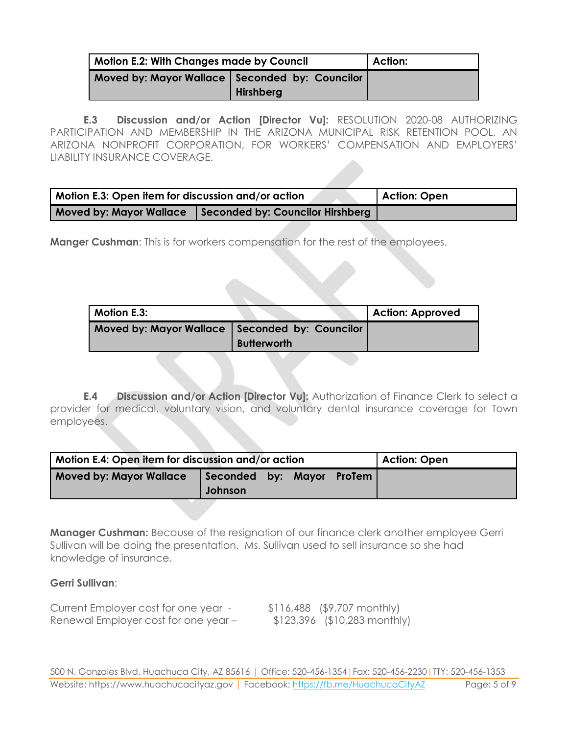| Motion E.2: With Changes made by Council | | Action: |
|---|---|---|
| Moved by: Mayor Wallace | Seconded by: Councilor Hirshberg | |

**E.3 Discussion and/or Action [Director Vu]:** RESOLUTION 2020-08 AUTHORIZING PARTICIPATION AND MEMBERSHIP IN THE ARIZONA MUNICIPAL RISK RETENTION POOL, AN ARIZONA NONPROFIT CORPORATION, FOR WORKERS' COMPENSATION AND EMPLOYERS' LIABILITY INSURANCE COVERAGE.

| Motion E.3: Open item for discussion and/or action | | Action: Open |
|---|---|---|
| Moved by: Mayor Wallace | Seconded by: Councilor Hirshberg | |

**Manger Cushman**: This is for workers compensation for the rest of the employees.

| Motion E.3: | | Action: Approved |
|---|---|---|
| Moved by: Mayor Wallace | Seconded by: Councilor Butterworth | |

**E.4 Discussion and/or Action [Director Vu]:** Authorization of Finance Clerk to select a provider for medical, voluntary vision, and voluntary dental insurance coverage for Town employees.

| Motion E.4: Open item for discussion and/or action | | Action: Open |
|---|---|---|
| Moved by: Mayor Wallace | Seconded by: Mayor ProTem Johnson | |

**Manager Cushman:** Because of the resignation of our finance clerk another employee Gerri Sullivan will be doing the presentation. Ms. Sullivan used to sell insurance so she had knowledge of insurance.

**Gerri Sullivan**:

Current Employer cost for one year - $116,488 ($9,707 monthly)
Renewal Employer cost for one year – $123,396 ($10,283 monthly)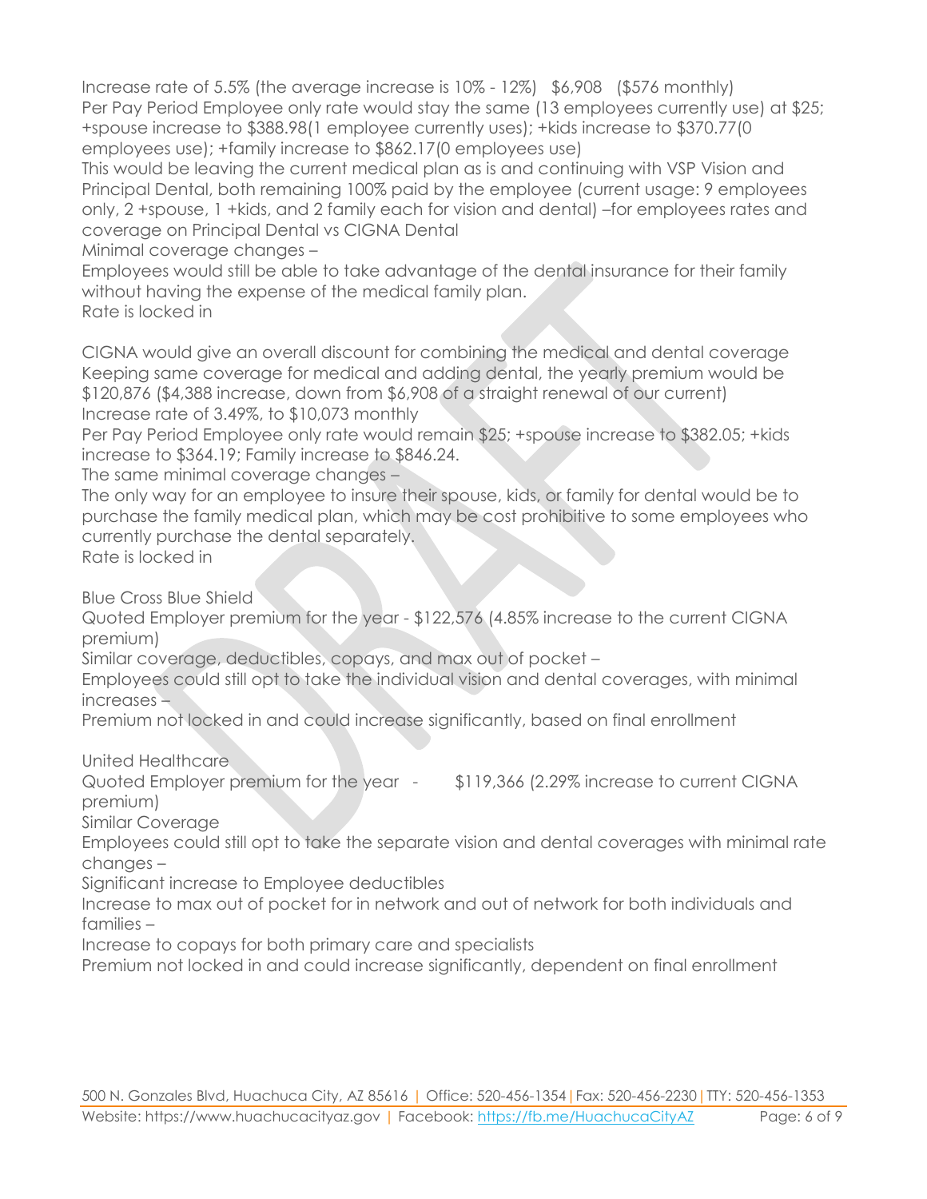Increase rate of 5.5% (the average increase is 10% - 12%)   $6,908   ($576 monthly)
Per Pay Period Employee only rate would stay the same (13 employees currently use) at $25; +spouse increase to $388.98(1 employee currently uses); +kids increase to $370.77(0 employees use); +family increase to $862.17(0 employees use)
This would be leaving the current medical plan as is and continuing with VSP Vision and Principal Dental, both remaining 100% paid by the employee (current usage: 9 employees only, 2 +spouse, 1 +kids, and 2 family each for vision and dental) –for employees rates and coverage on Principal Dental vs CIGNA Dental
Minimal coverage changes –
Employees would still be able to take advantage of the dental insurance for their family without having the expense of the medical family plan.
Rate is locked in

CIGNA would give an overall discount for combining the medical and dental coverage
Keeping same coverage for medical and adding dental, the yearly premium would be $120,876 ($4,388 increase, down from $6,908 of a straight renewal of our current)
Increase rate of 3.49%, to $10,073 monthly
Per Pay Period Employee only rate would remain $25; +spouse increase to $382.05; +kids increase to $364.19; Family increase to $846.24.
The same minimal coverage changes –
The only way for an employee to insure their spouse, kids, or family for dental would be to purchase the family medical plan, which may be cost prohibitive to some employees who currently purchase the dental separately.
Rate is locked in

Blue Cross Blue Shield
Quoted Employer premium for the year - $122,576 (4.85% increase to the current CIGNA premium)
Similar coverage, deductibles, copays, and max out of pocket –
Employees could still opt to take the individual vision and dental coverages, with minimal increases –
Premium not locked in and could increase significantly, based on final enrollment

United Healthcare
Quoted Employer premium for the year   -   $119,366 (2.29% increase to current CIGNA premium)
Similar Coverage
Employees could still opt to take the separate vision and dental coverages with minimal rate changes –
Significant increase to Employee deductibles
Increase to max out of pocket for in network and out of network for both individuals and families –
Increase to copays for both primary care and specialists
Premium not locked in and could increase significantly, dependent on final enrollment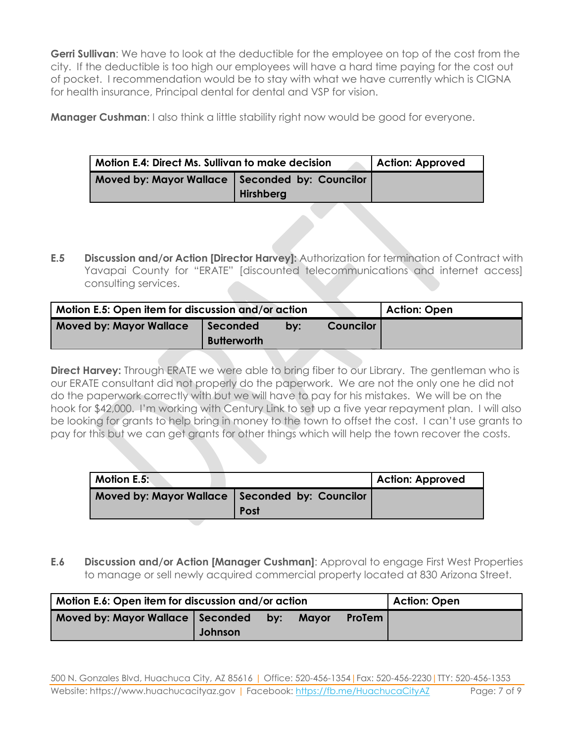**Gerri Sullivan**: We have to look at the deductible for the employee on top of the cost from the city. If the deductible is too high our employees will have a hard time paying for the cost out of pocket. I recommendation would be to stay with what we have currently which is CIGNA for health insurance, Principal dental for dental and VSP for vision.

**Manager Cushman**: I also think a little stability right now would be good for everyone.

| Motion E.4: Direct Ms. Sullivan to make decision | | Action: Approved |
|---|---|---|
| Moved by: Mayor Wallace | Seconded by: Councilor Hirshberg | |

**E.5 Discussion and/or Action [Director Harvey]:** Authorization for termination of Contract with Yavapai County for "ERATE" [discounted telecommunications and internet access] consulting services.

| Motion E.5: Open item for discussion and/or action | | Action: Open |
|---|---|---|
| Moved by: Mayor Wallace | Seconded by: Councilor Butterworth | |

**Direct Harvey:** Through ERATE we were able to bring fiber to our Library. The gentleman who is our ERATE consultant did not properly do the paperwork. We are not the only one he did not do the paperwork correctly with but we will have to pay for his mistakes. We will be on the hook for $42,000. I'm working with Century Link to set up a five year repayment plan. I will also be looking for grants to help bring in money to the town to offset the cost. I can't use grants to pay for this but we can get grants for other things which will help the town recover the costs.

| Motion E.5: | | Action: Approved |
|---|---|---|
| Moved by: Mayor Wallace | Seconded by: Councilor Post | |

**E.6 Discussion and/or Action [Manager Cushman]**: Approval to engage First West Properties to manage or sell newly acquired commercial property located at 830 Arizona Street.

| Motion E.6: Open item for discussion and/or action | | Action: Open |
|---|---|---|
| Moved by: Mayor Wallace | Seconded by: Mayor ProTem Johnson | |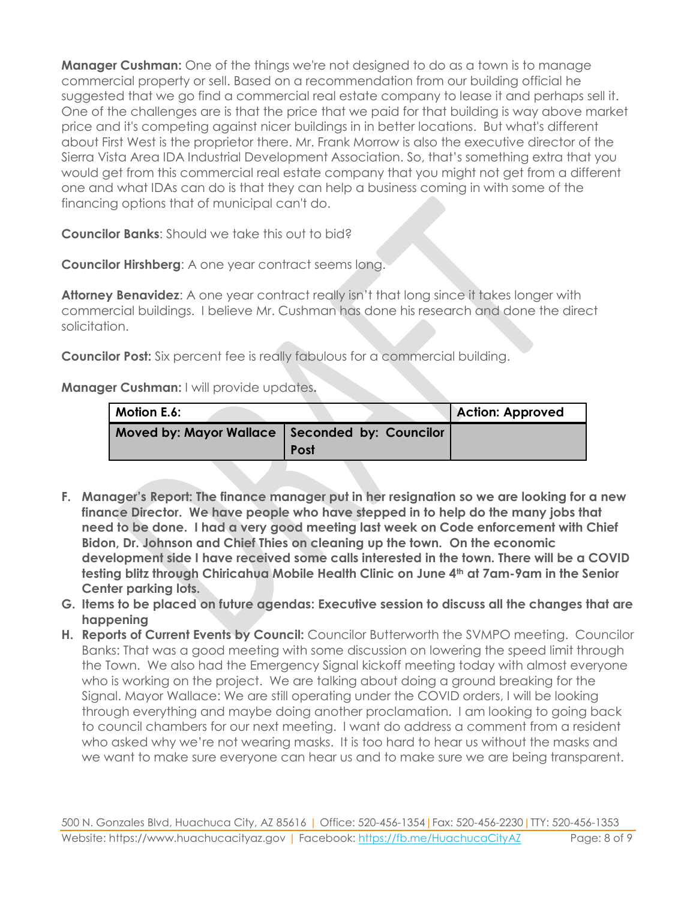**Manager Cushman:** One of the things we're not designed to do as a town is to manage commercial property or sell. Based on a recommendation from our building official he suggested that we go find a commercial real estate company to lease it and perhaps sell it. One of the challenges are is that the price that we paid for that building is way above market price and it's competing against nicer buildings in in better locations. But what's different about First West is the proprietor there. Mr. Frank Morrow is also the executive director of the Sierra Vista Area IDA Industrial Development Association. So, that's something extra that you would get from this commercial real estate company that you might not get from a different one and what IDAs can do is that they can help a business coming in with some of the financing options that of municipal can't do.

**Councilor Banks**: Should we take this out to bid?

**Councilor Hirshberg**: A one year contract seems long.

**Attorney Benavidez**: A one year contract really isn't that long since it takes longer with commercial buildings. I believe Mr. Cushman has done his research and done the direct solicitation.

**Councilor Post:** Six percent fee is really fabulous for a commercial building.

**Manager Cushman:** I will provide updates.

| **Motion E.6:** | | **Action: Approved** |
|---|---|---|
| **Moved by: Mayor Wallace** | **Seconded by: Councilor Post** | |

F. **Manager's Report: The finance manager put in her resignation so we are looking for a new finance Director. We have people who have stepped in to help do the many jobs that need to be done. I had a very good meeting last week on Code enforcement with Chief Bidon, Dr. Johnson and Chief Thies on cleaning up the town. On the economic development side I have received some calls interested in the town. There will be a COVID testing blitz through Chiricahua Mobile Health Clinic on June 4th at 7am-9am in the Senior Center parking lots.**
G. **Items to be placed on future agendas: Executive session to discuss all the changes that are happening**
H. **Reports of Current Events by Council:** Councilor Butterworth the SVMPO meeting. Councilor Banks: That was a good meeting with some discussion on lowering the speed limit through the Town. We also had the Emergency Signal kickoff meeting today with almost everyone who is working on the project. We are talking about doing a ground breaking for the Signal. Mayor Wallace: We are still operating under the COVID orders, I will be looking through everything and maybe doing another proclamation. I am looking to going back to council chambers for our next meeting. I want do address a comment from a resident who asked why we're not wearing masks. It is too hard to hear us without the masks and we want to make sure everyone can hear us and to make sure we are being transparent.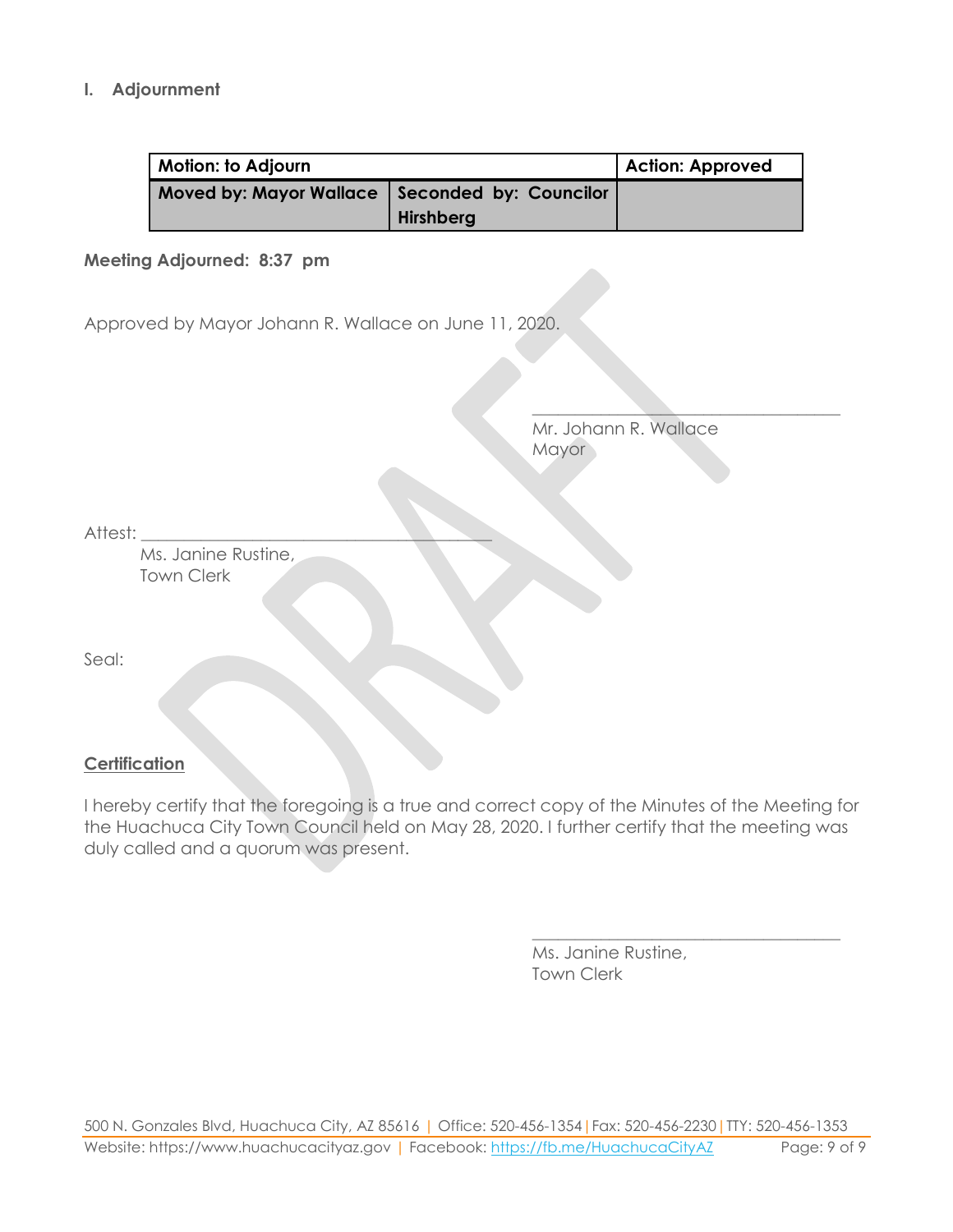## I. Adjournment

| Motion: to Adjourn | | Action: Approved |
|---|---|---|
| Moved by: Mayor Wallace | Seconded by: Councilor Hirshberg | |

**Meeting Adjourned: 8:37 pm**

Approved by Mayor Johann R. Wallace on June 11, 2020.

\_\_\_\_\_\_\_\_\_\_\_\_\_\_\_\_\_\_\_\_\_\_\_\_\_\_\_\_\_\_\_\_\_\_\_\_\_\_
Mr. Johann R. Wallace
Mayor

Attest: \_\_\_\_\_\_\_\_\_\_\_\_\_\_\_\_\_\_\_\_\_\_\_\_\_\_\_\_\_\_\_\_\_\_\_\_\_\_\_\_\_\_\_
Ms. Janine Rustine,
Town Clerk

Seal:

**Certification**

I hereby certify that the foregoing is a true and correct copy of the Minutes of the Meeting for the Huachuca City Town Council held on May 28, 2020. I further certify that the meeting was duly called and a quorum was present.

\_\_\_\_\_\_\_\_\_\_\_\_\_\_\_\_\_\_\_\_\_\_\_\_\_\_\_\_\_\_\_\_\_\_\_\_\_\_
Ms. Janine Rustine,
Town Clerk

DRAFT